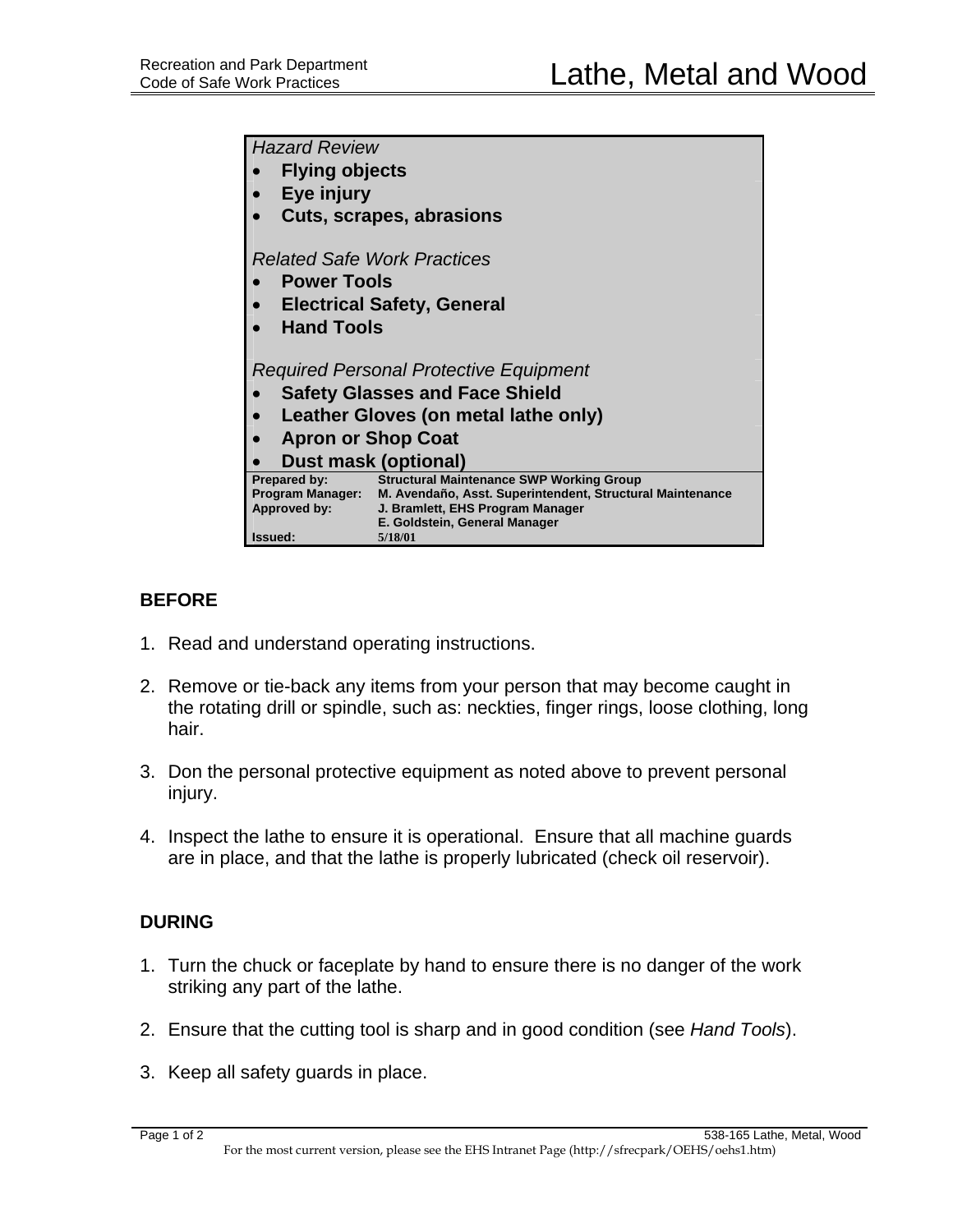Recreation and Park Department
Code of Safe Work Practices

# Lathe, Metal and Wood

*Hazard Review*

- **Flying objects**
- **Eye injury**
- **Cuts, scrapes, abrasions**

*Related Safe Work Practices*

- **Power Tools**
- **Electrical Safety, General**
- **Hand Tools**

*Required Personal Protective Equipment*

- **Safety Glasses and Face Shield**
- **Leather Gloves (on metal lathe only)**
- **Apron or Shop Coat**
- **Dust mask (optional)**

| | |
|---|---|
| **Prepared by:** | **Structural Maintenance SWP Working Group** |
| **Program Manager:** | **M. Avendaño, Asst. Superintendent, Structural Maintenance** |
| **Approved by:** | **J. Bramlett, EHS Program Manager** |
| | **E. Goldstein, General Manager** |
| **Issued:** | **5/18/01** |

## BEFORE

1. Read and understand operating instructions.
2. Remove or tie-back any items from your person that may become caught in the rotating drill or spindle, such as: neckties, finger rings, loose clothing, long hair.
3. Don the personal protective equipment as noted above to prevent personal injury.
4. Inspect the lathe to ensure it is operational. Ensure that all machine guards are in place, and that the lathe is properly lubricated (check oil reservoir).

## DURING

1. Turn the chuck or faceplate by hand to ensure there is no danger of the work striking any part of the lathe.
2. Ensure that the cutting tool is sharp and in good condition (see *Hand Tools*).
3. Keep all safety guards in place.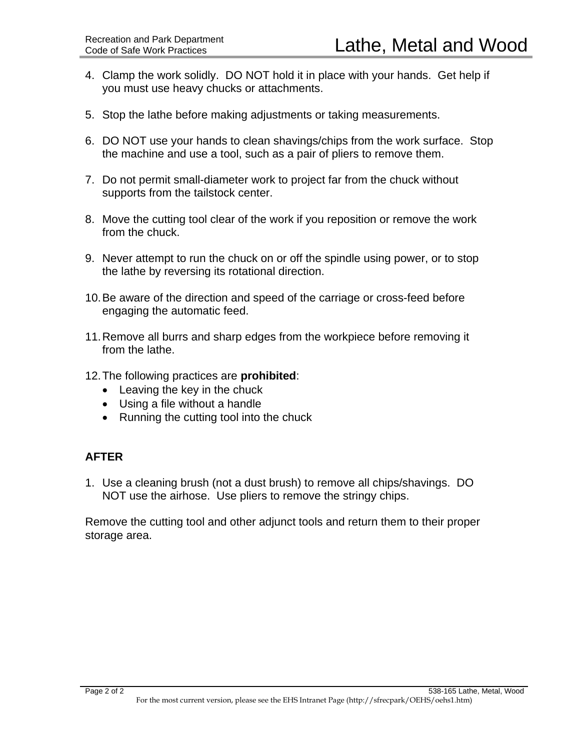4. Clamp the work solidly. DO NOT hold it in place with your hands. Get help if you must use heavy chucks or attachments.

5. Stop the lathe before making adjustments or taking measurements.

6. DO NOT use your hands to clean shavings/chips from the work surface. Stop the machine and use a tool, such as a pair of pliers to remove them.

7. Do not permit small-diameter work to project far from the chuck without supports from the tailstock center.

8. Move the cutting tool clear of the work if you reposition or remove the work from the chuck.

9. Never attempt to run the chuck on or off the spindle using power, or to stop the lathe by reversing its rotational direction.

10. Be aware of the direction and speed of the carriage or cross-feed before engaging the automatic feed.

11. Remove all burrs and sharp edges from the workpiece before removing it from the lathe.

12. The following practices are **prohibited**:
    - Leaving the key in the chuck
    - Using a file without a handle
    - Running the cutting tool into the chuck

**AFTER**

1. Use a cleaning brush (not a dust brush) to remove all chips/shavings. DO NOT use the airhose. Use pliers to remove the stringy chips.

Remove the cutting tool and other adjunct tools and return them to their proper storage area.